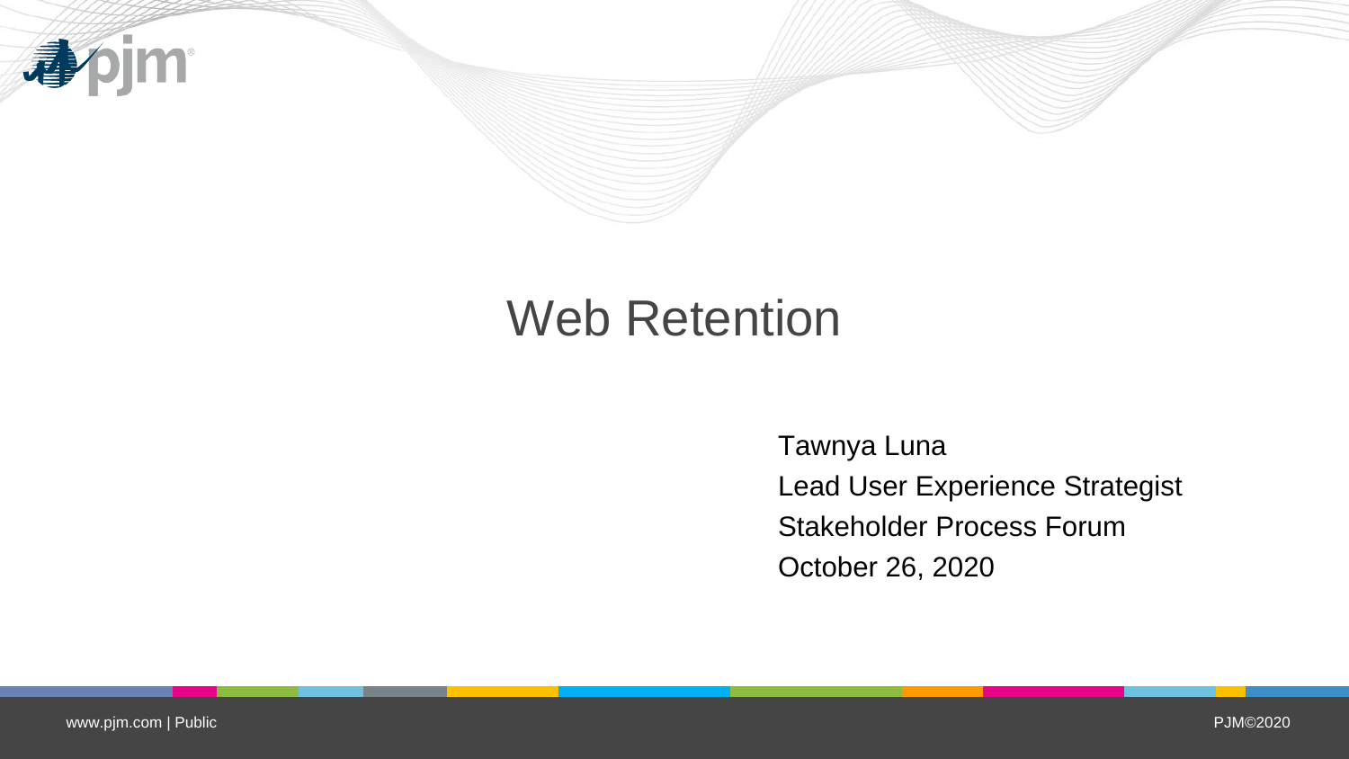# Web Retention

Tawnya Luna

Lead User Experience Strategist

Stakeholder Process Forum

October 26, 2020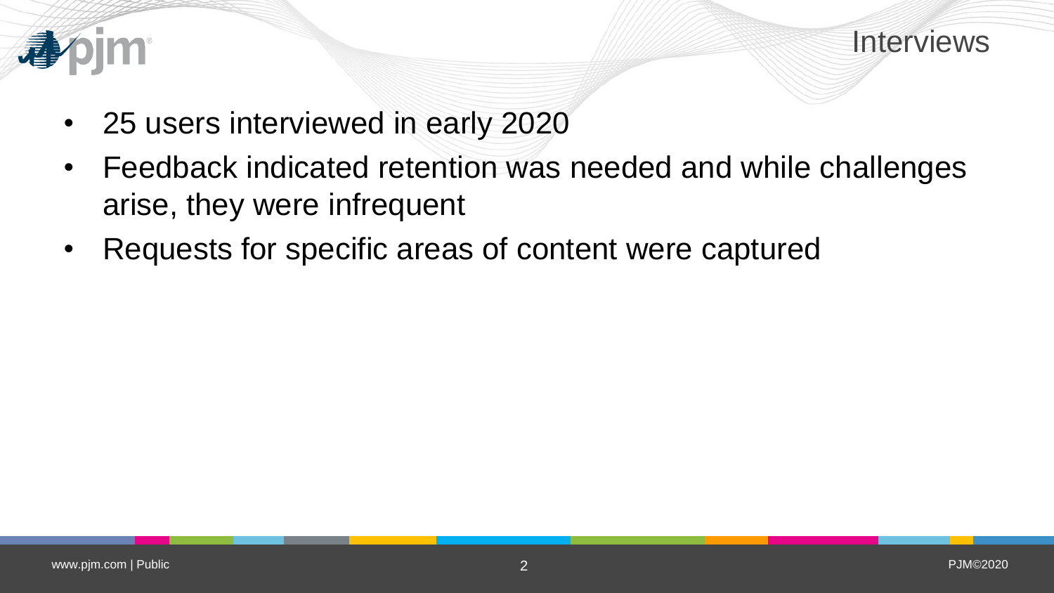# Interviews

- 25 users interviewed in early 2020
- Feedback indicated retention was needed and while challenges arise, they were infrequent
- Requests for specific areas of content were captured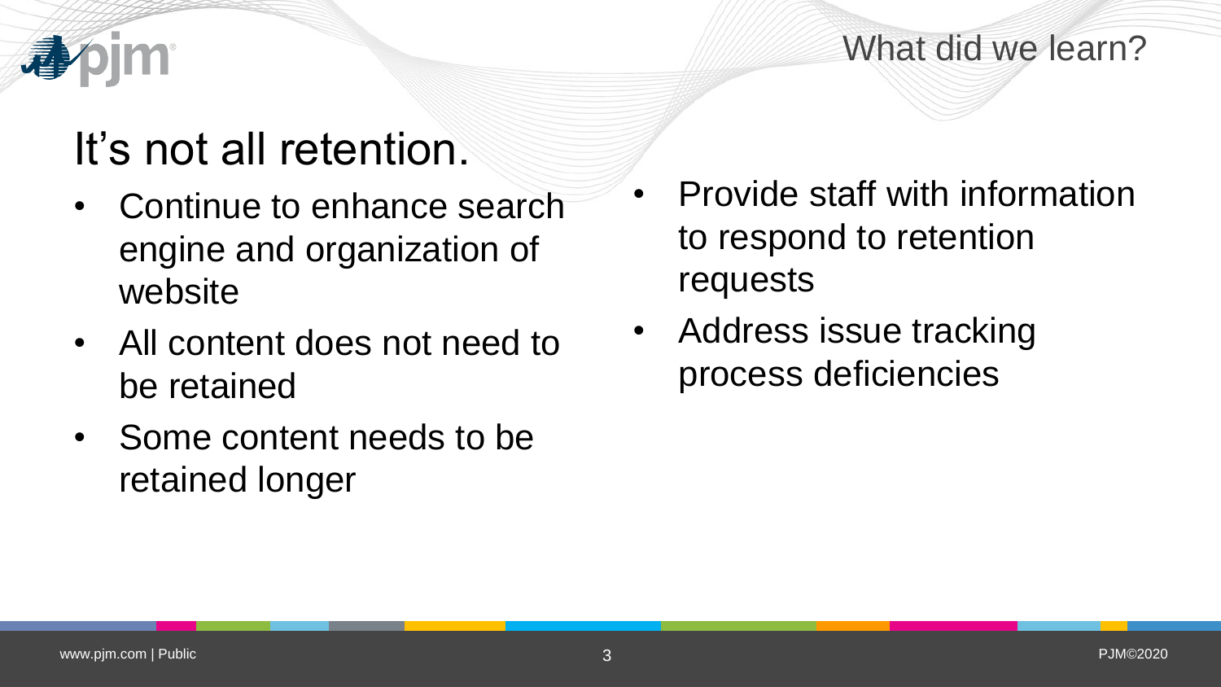What did we learn?

# It's not all retention.

- Continue to enhance search engine and organization of website
- All content does not need to be retained
- Some content needs to be retained longer
- Provide staff with information to respond to retention requests
- Address issue tracking process deficiencies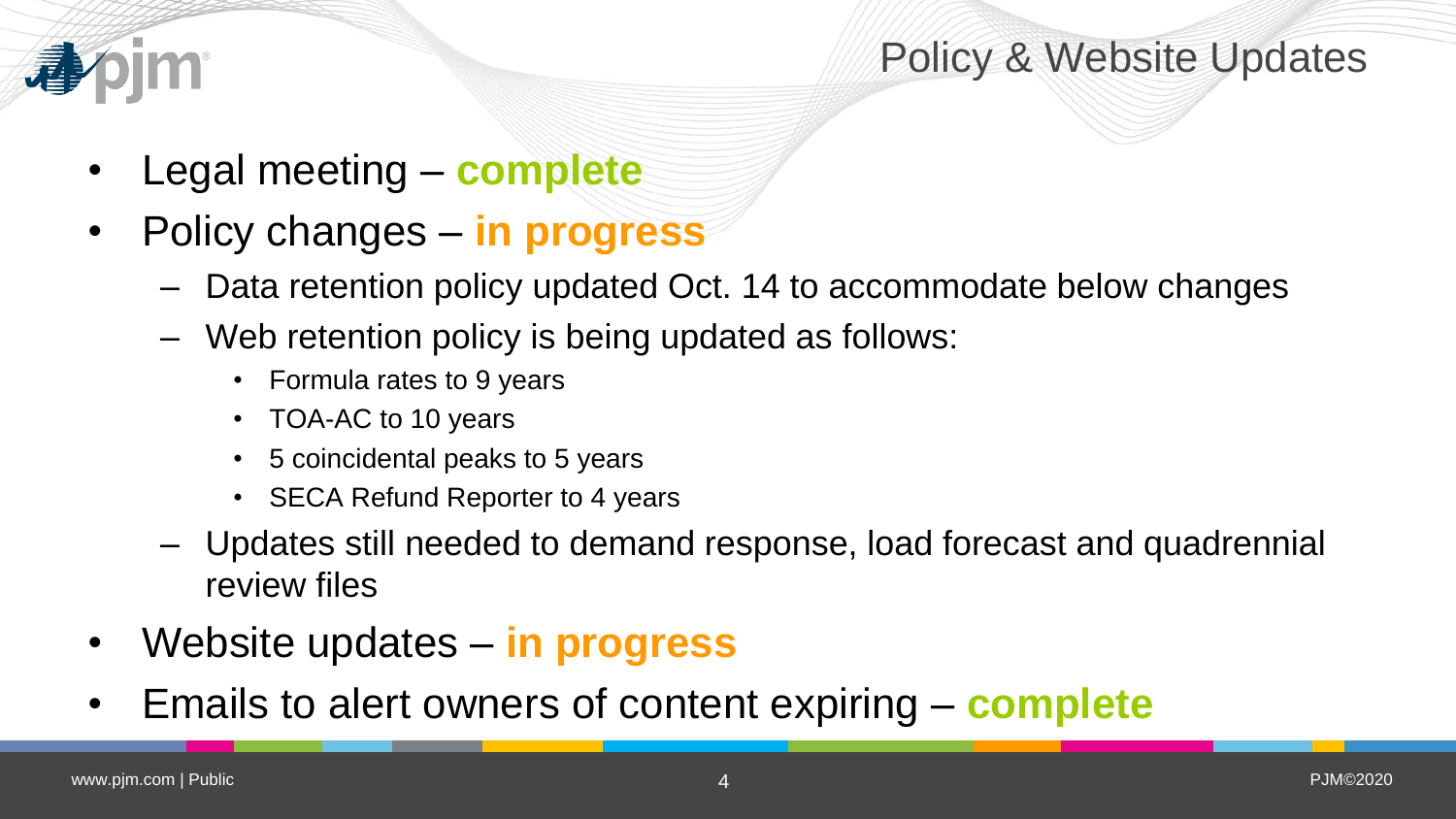# Policy & Website Updates

- Legal meeting – **complete**
- Policy changes – **in progress**
  - Data retention policy updated Oct. 14 to accommodate below changes
  - Web retention policy is being updated as follows:
    - Formula rates to 9 years
    - TOA-AC to 10 years
    - 5 coincidental peaks to 5 years
    - SECA Refund Reporter to 4 years
  - Updates still needed to demand response, load forecast and quadrennial review files
- Website updates – **in progress**
- Emails to alert owners of content expiring – **complete**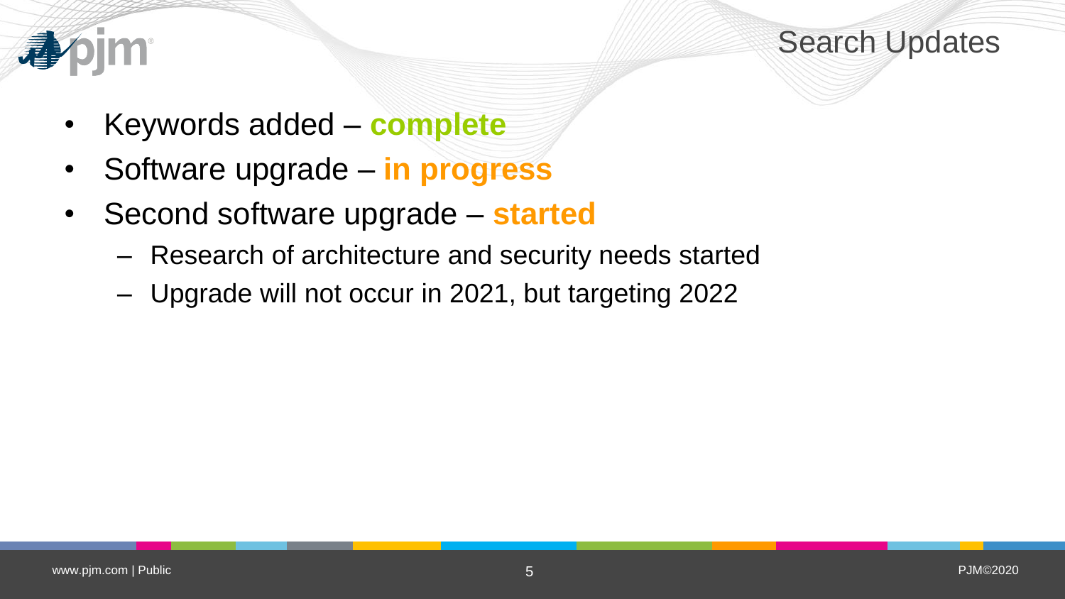# Search Updates

- Keywords added – **complete**
- Software upgrade – **in progress**
- Second software upgrade – **started**
  - Research of architecture and security needs started
  - Upgrade will not occur in 2021, but targeting 2022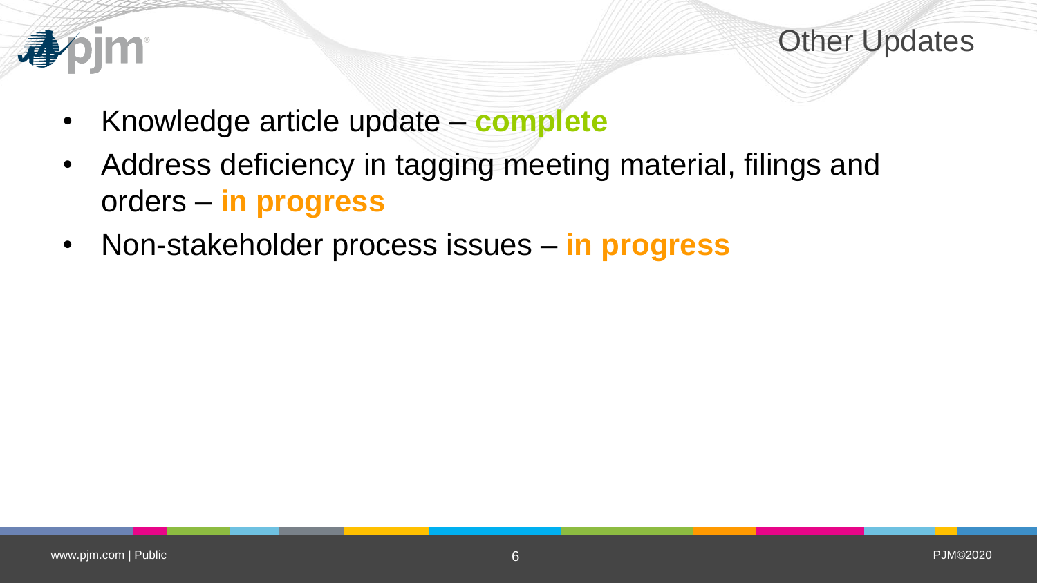# Other Updates

- Knowledge article update – **complete**
- Address deficiency in tagging meeting material, filings and orders – **in progress**
- Non-stakeholder process issues – **in progress**